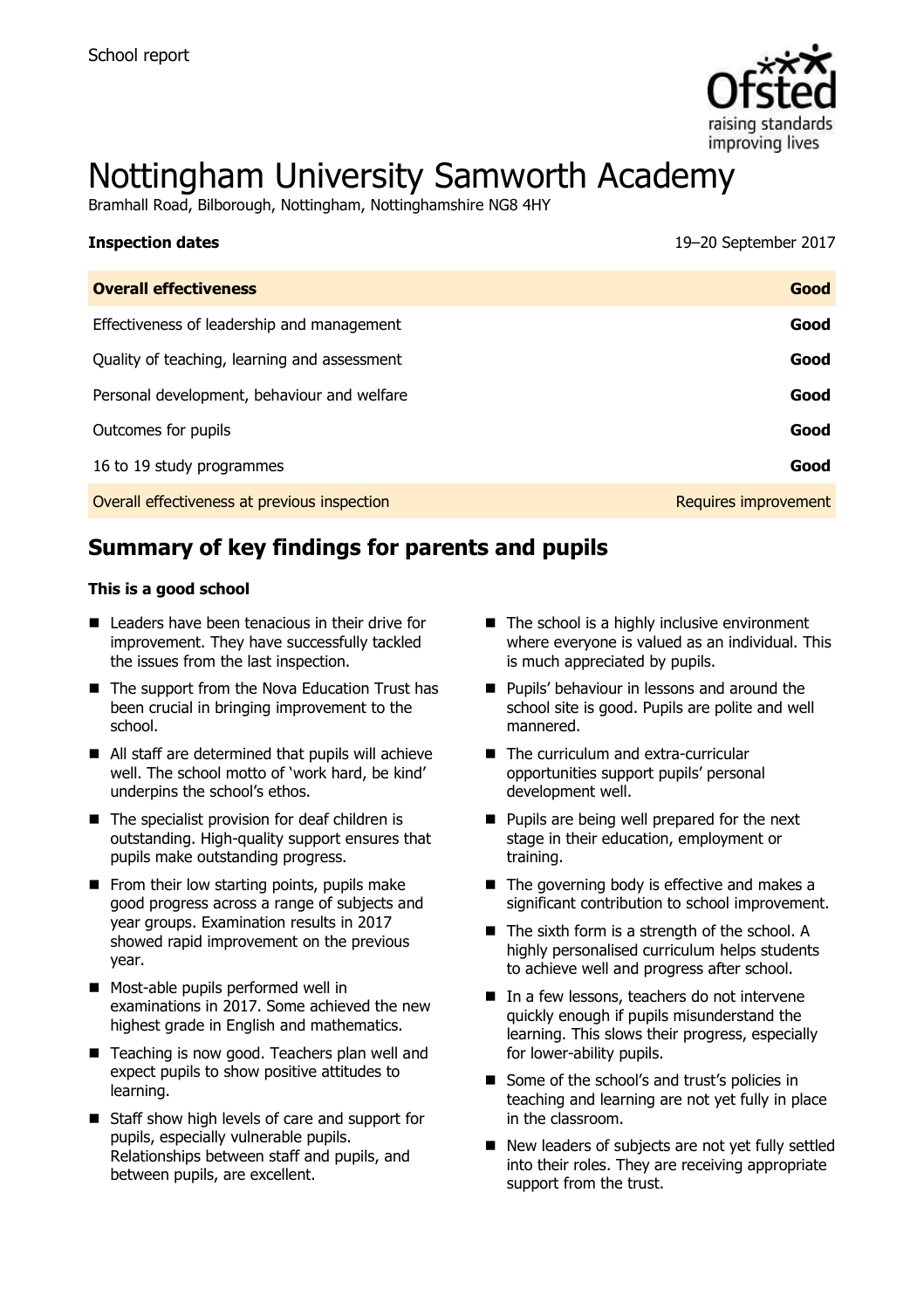School report

# Nottingham University Samworth Academy

Bramhall Road, Bilborough, Nottingham, Nottinghamshire NG8 4HY

| **Inspection dates** | 19–20 September 2017 |
| --- | --- |
| **Overall effectiveness** | **Good** |
| Effectiveness of leadership and management | **Good** |
| Quality of teaching, learning and assessment | **Good** |
| Personal development, behaviour and welfare | **Good** |
| Outcomes for pupils | **Good** |
| 16 to 19 study programmes | **Good** |
| Overall effectiveness at previous inspection | Requires improvement |

## Summary of key findings for parents and pupils

**This is a good school**

- Leaders have been tenacious in their drive for improvement. They have successfully tackled the issues from the last inspection.
- The support from the Nova Education Trust has been crucial in bringing improvement to the school.
- All staff are determined that pupils will achieve well. The school motto of 'work hard, be kind' underpins the school's ethos.
- The specialist provision for deaf children is outstanding. High-quality support ensures that pupils make outstanding progress.
- From their low starting points, pupils make good progress across a range of subjects and year groups. Examination results in 2017 showed rapid improvement on the previous year.
- Most-able pupils performed well in examinations in 2017. Some achieved the new highest grade in English and mathematics.
- Teaching is now good. Teachers plan well and expect pupils to show positive attitudes to learning.
- Staff show high levels of care and support for pupils, especially vulnerable pupils. Relationships between staff and pupils, and between pupils, are excellent.
- The school is a highly inclusive environment where everyone is valued as an individual. This is much appreciated by pupils.
- Pupils' behaviour in lessons and around the school site is good. Pupils are polite and well mannered.
- The curriculum and extra-curricular opportunities support pupils' personal development well.
- Pupils are being well prepared for the next stage in their education, employment or training.
- The governing body is effective and makes a significant contribution to school improvement.
- The sixth form is a strength of the school. A highly personalised curriculum helps students to achieve well and progress after school.
- In a few lessons, teachers do not intervene quickly enough if pupils misunderstand the learning. This slows their progress, especially for lower-ability pupils.
- Some of the school's and trust's policies in teaching and learning are not yet fully in place in the classroom.
- New leaders of subjects are not yet fully settled into their roles. They are receiving appropriate support from the trust.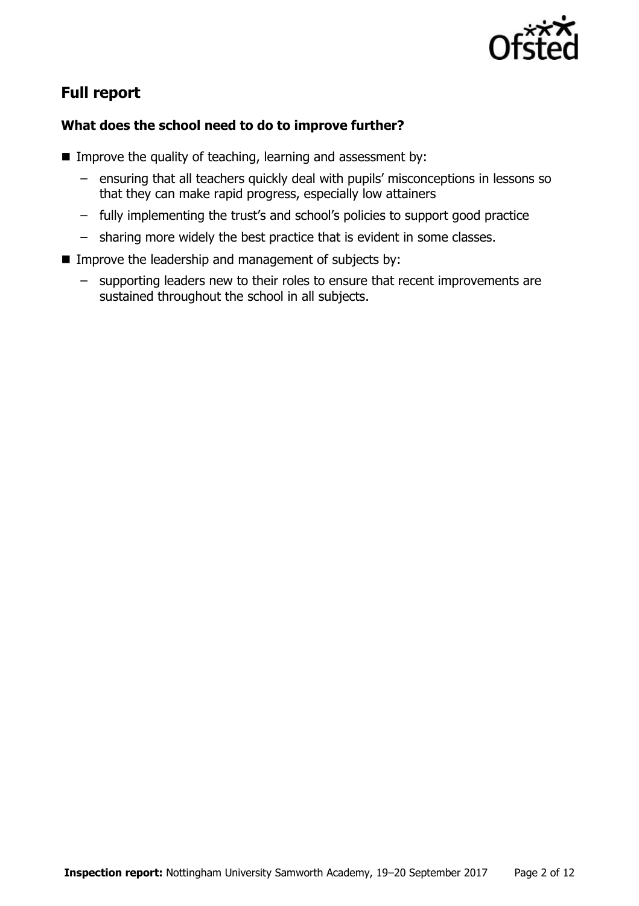## Full report

### What does the school need to do to improve further?

- Improve the quality of teaching, learning and assessment by:
  - ensuring that all teachers quickly deal with pupils' misconceptions in lessons so that they can make rapid progress, especially low attainers
  - fully implementing the trust's and school's policies to support good practice
  - sharing more widely the best practice that is evident in some classes.
- Improve the leadership and management of subjects by:
  - supporting leaders new to their roles to ensure that recent improvements are sustained throughout the school in all subjects.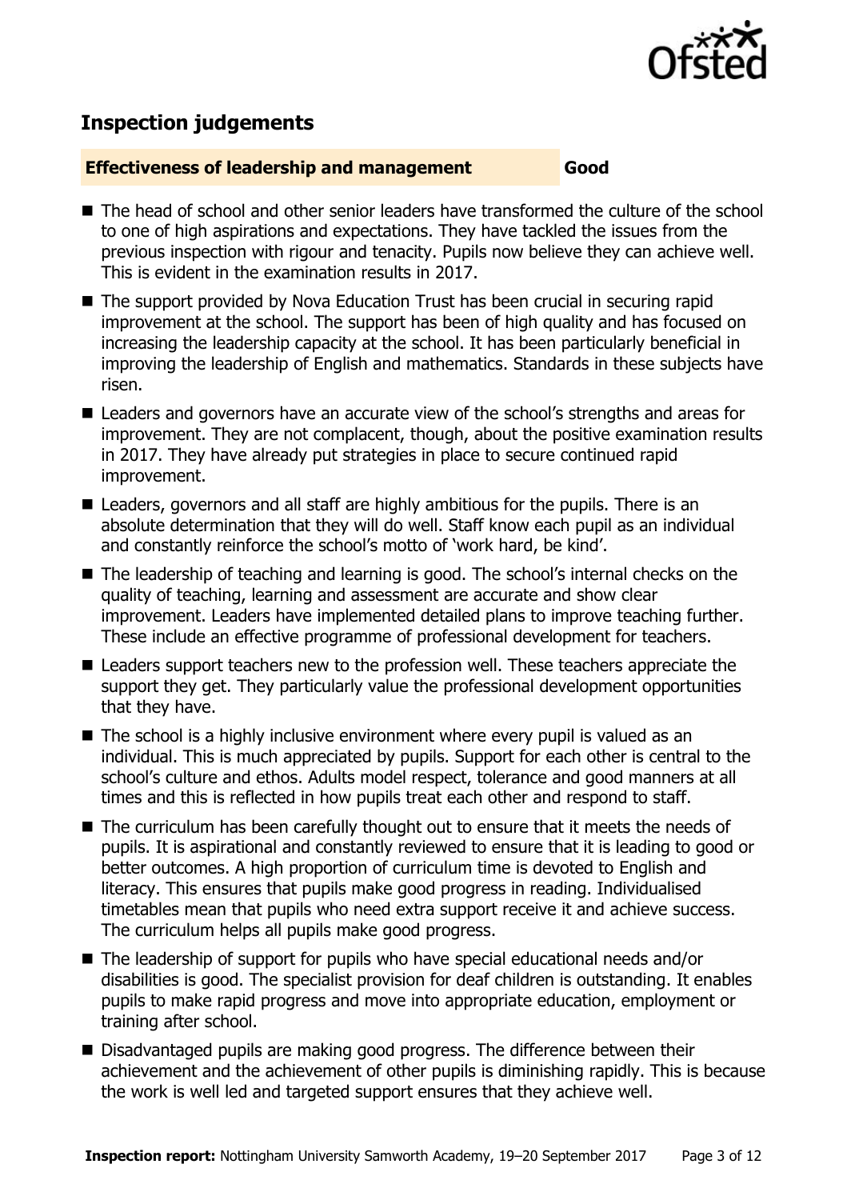## Inspection judgements

**Effectiveness of leadership and management** **Good**

- The head of school and other senior leaders have transformed the culture of the school to one of high aspirations and expectations. They have tackled the issues from the previous inspection with rigour and tenacity. Pupils now believe they can achieve well. This is evident in the examination results in 2017.
- The support provided by Nova Education Trust has been crucial in securing rapid improvement at the school. The support has been of high quality and has focused on increasing the leadership capacity at the school. It has been particularly beneficial in improving the leadership of English and mathematics. Standards in these subjects have risen.
- Leaders and governors have an accurate view of the school's strengths and areas for improvement. They are not complacent, though, about the positive examination results in 2017. They have already put strategies in place to secure continued rapid improvement.
- Leaders, governors and all staff are highly ambitious for the pupils. There is an absolute determination that they will do well. Staff know each pupil as an individual and constantly reinforce the school's motto of 'work hard, be kind'.
- The leadership of teaching and learning is good. The school's internal checks on the quality of teaching, learning and assessment are accurate and show clear improvement. Leaders have implemented detailed plans to improve teaching further. These include an effective programme of professional development for teachers.
- Leaders support teachers new to the profession well. These teachers appreciate the support they get. They particularly value the professional development opportunities that they have.
- The school is a highly inclusive environment where every pupil is valued as an individual. This is much appreciated by pupils. Support for each other is central to the school's culture and ethos. Adults model respect, tolerance and good manners at all times and this is reflected in how pupils treat each other and respond to staff.
- The curriculum has been carefully thought out to ensure that it meets the needs of pupils. It is aspirational and constantly reviewed to ensure that it is leading to good or better outcomes. A high proportion of curriculum time is devoted to English and literacy. This ensures that pupils make good progress in reading. Individualised timetables mean that pupils who need extra support receive it and achieve success. The curriculum helps all pupils make good progress.
- The leadership of support for pupils who have special educational needs and/or disabilities is good. The specialist provision for deaf children is outstanding. It enables pupils to make rapid progress and move into appropriate education, employment or training after school.
- Disadvantaged pupils are making good progress. The difference between their achievement and the achievement of other pupils is diminishing rapidly. This is because the work is well led and targeted support ensures that they achieve well.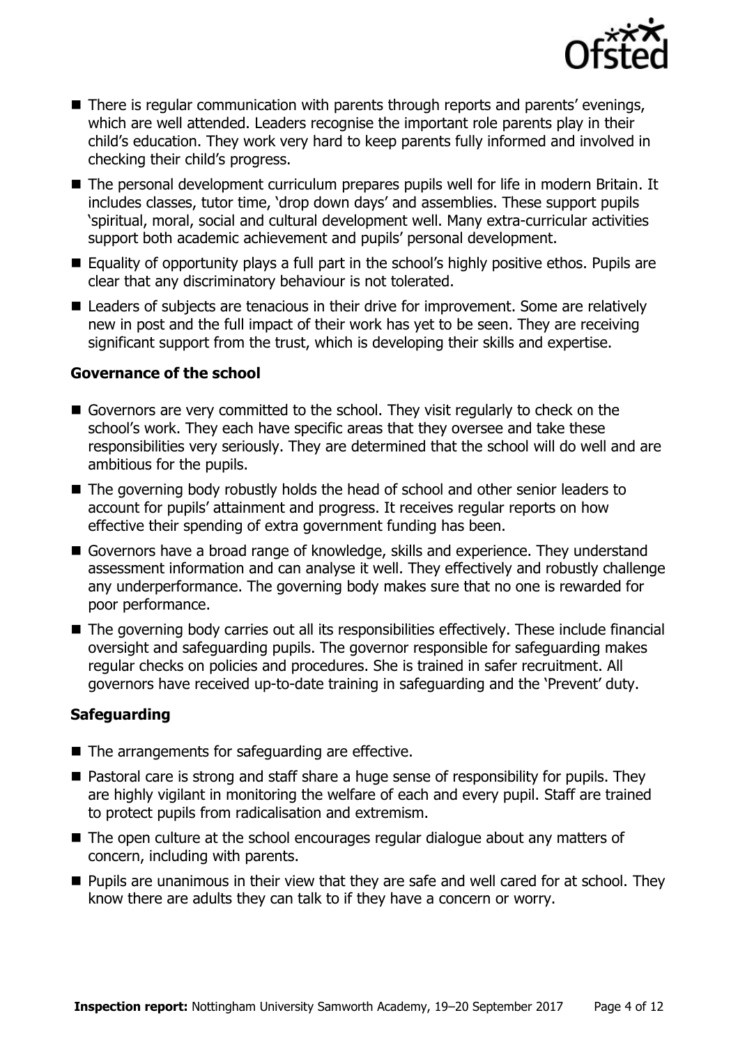- There is regular communication with parents through reports and parents' evenings, which are well attended. Leaders recognise the important role parents play in their child's education. They work very hard to keep parents fully informed and involved in checking their child's progress.
- The personal development curriculum prepares pupils well for life in modern Britain. It includes classes, tutor time, 'drop down days' and assemblies. These support pupils 'spiritual, moral, social and cultural development well. Many extra-curricular activities support both academic achievement and pupils' personal development.
- Equality of opportunity plays a full part in the school's highly positive ethos. Pupils are clear that any discriminatory behaviour is not tolerated.
- Leaders of subjects are tenacious in their drive for improvement. Some are relatively new in post and the full impact of their work has yet to be seen. They are receiving significant support from the trust, which is developing their skills and expertise.

### Governance of the school

- Governors are very committed to the school. They visit regularly to check on the school's work. They each have specific areas that they oversee and take these responsibilities very seriously. They are determined that the school will do well and are ambitious for the pupils.
- The governing body robustly holds the head of school and other senior leaders to account for pupils' attainment and progress. It receives regular reports on how effective their spending of extra government funding has been.
- Governors have a broad range of knowledge, skills and experience. They understand assessment information and can analyse it well. They effectively and robustly challenge any underperformance. The governing body makes sure that no one is rewarded for poor performance.
- The governing body carries out all its responsibilities effectively. These include financial oversight and safeguarding pupils. The governor responsible for safeguarding makes regular checks on policies and procedures. She is trained in safer recruitment. All governors have received up-to-date training in safeguarding and the 'Prevent' duty.

### Safeguarding

- The arrangements for safeguarding are effective.
- Pastoral care is strong and staff share a huge sense of responsibility for pupils. They are highly vigilant in monitoring the welfare of each and every pupil. Staff are trained to protect pupils from radicalisation and extremism.
- The open culture at the school encourages regular dialogue about any matters of concern, including with parents.
- Pupils are unanimous in their view that they are safe and well cared for at school. They know there are adults they can talk to if they have a concern or worry.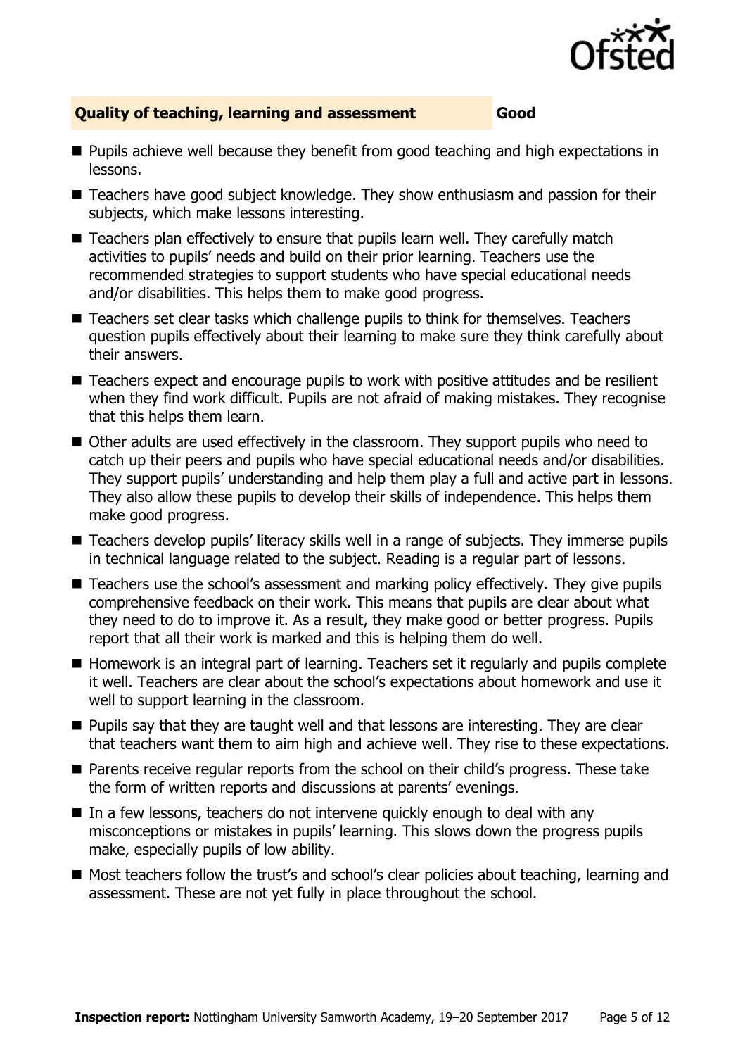## Quality of teaching, learning and assessment — Good

- Pupils achieve well because they benefit from good teaching and high expectations in lessons.
- Teachers have good subject knowledge. They show enthusiasm and passion for their subjects, which make lessons interesting.
- Teachers plan effectively to ensure that pupils learn well. They carefully match activities to pupils' needs and build on their prior learning. Teachers use the recommended strategies to support students who have special educational needs and/or disabilities. This helps them to make good progress.
- Teachers set clear tasks which challenge pupils to think for themselves. Teachers question pupils effectively about their learning to make sure they think carefully about their answers.
- Teachers expect and encourage pupils to work with positive attitudes and be resilient when they find work difficult. Pupils are not afraid of making mistakes. They recognise that this helps them learn.
- Other adults are used effectively in the classroom. They support pupils who need to catch up their peers and pupils who have special educational needs and/or disabilities. They support pupils' understanding and help them play a full and active part in lessons. They also allow these pupils to develop their skills of independence. This helps them make good progress.
- Teachers develop pupils' literacy skills well in a range of subjects. They immerse pupils in technical language related to the subject. Reading is a regular part of lessons.
- Teachers use the school's assessment and marking policy effectively. They give pupils comprehensive feedback on their work. This means that pupils are clear about what they need to do to improve it. As a result, they make good or better progress. Pupils report that all their work is marked and this is helping them do well.
- Homework is an integral part of learning. Teachers set it regularly and pupils complete it well. Teachers are clear about the school's expectations about homework and use it well to support learning in the classroom.
- Pupils say that they are taught well and that lessons are interesting. They are clear that teachers want them to aim high and achieve well. They rise to these expectations.
- Parents receive regular reports from the school on their child's progress. These take the form of written reports and discussions at parents' evenings.
- In a few lessons, teachers do not intervene quickly enough to deal with any misconceptions or mistakes in pupils' learning. This slows down the progress pupils make, especially pupils of low ability.
- Most teachers follow the trust's and school's clear policies about teaching, learning and assessment. These are not yet fully in place throughout the school.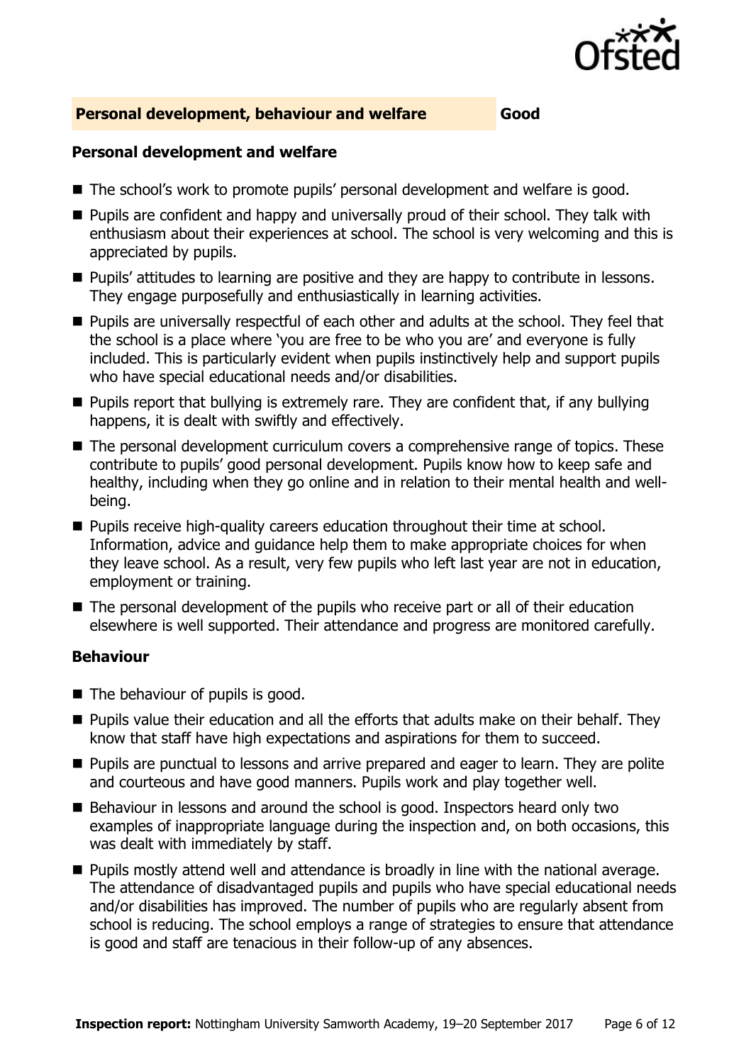## Personal development, behaviour and welfare — Good

### Personal development and welfare

- The school's work to promote pupils' personal development and welfare is good.
- Pupils are confident and happy and universally proud of their school. They talk with enthusiasm about their experiences at school. The school is very welcoming and this is appreciated by pupils.
- Pupils' attitudes to learning are positive and they are happy to contribute in lessons. They engage purposefully and enthusiastically in learning activities.
- Pupils are universally respectful of each other and adults at the school. They feel that the school is a place where 'you are free to be who you are' and everyone is fully included. This is particularly evident when pupils instinctively help and support pupils who have special educational needs and/or disabilities.
- Pupils report that bullying is extremely rare. They are confident that, if any bullying happens, it is dealt with swiftly and effectively.
- The personal development curriculum covers a comprehensive range of topics. These contribute to pupils' good personal development. Pupils know how to keep safe and healthy, including when they go online and in relation to their mental health and well-being.
- Pupils receive high-quality careers education throughout their time at school. Information, advice and guidance help them to make appropriate choices for when they leave school. As a result, very few pupils who left last year are not in education, employment or training.
- The personal development of the pupils who receive part or all of their education elsewhere is well supported. Their attendance and progress are monitored carefully.

### Behaviour

- The behaviour of pupils is good.
- Pupils value their education and all the efforts that adults make on their behalf. They know that staff have high expectations and aspirations for them to succeed.
- Pupils are punctual to lessons and arrive prepared and eager to learn. They are polite and courteous and have good manners. Pupils work and play together well.
- Behaviour in lessons and around the school is good. Inspectors heard only two examples of inappropriate language during the inspection and, on both occasions, this was dealt with immediately by staff.
- Pupils mostly attend well and attendance is broadly in line with the national average. The attendance of disadvantaged pupils and pupils who have special educational needs and/or disabilities has improved. The number of pupils who are regularly absent from school is reducing. The school employs a range of strategies to ensure that attendance is good and staff are tenacious in their follow-up of any absences.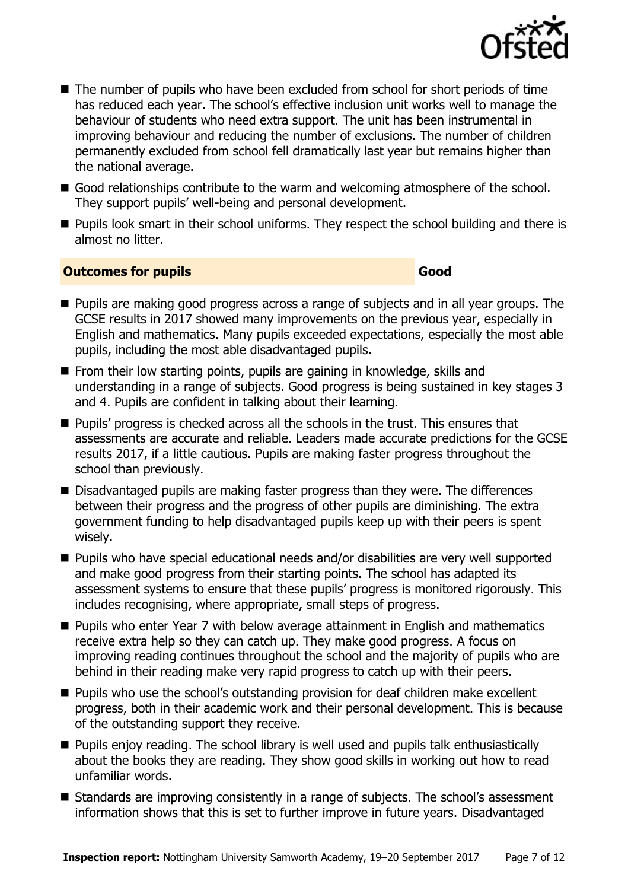- The number of pupils who have been excluded from school for short periods of time has reduced each year. The school's effective inclusion unit works well to manage the behaviour of students who need extra support. The unit has been instrumental in improving behaviour and reducing the number of exclusions. The number of children permanently excluded from school fell dramatically last year but remains higher than the national average.
- Good relationships contribute to the warm and welcoming atmosphere of the school. They support pupils' well-being and personal development.
- Pupils look smart in their school uniforms. They respect the school building and there is almost no litter.

## Outcomes for pupils — Good

- Pupils are making good progress across a range of subjects and in all year groups. The GCSE results in 2017 showed many improvements on the previous year, especially in English and mathematics. Many pupils exceeded expectations, especially the most able pupils, including the most able disadvantaged pupils.
- From their low starting points, pupils are gaining in knowledge, skills and understanding in a range of subjects. Good progress is being sustained in key stages 3 and 4. Pupils are confident in talking about their learning.
- Pupils' progress is checked across all the schools in the trust. This ensures that assessments are accurate and reliable. Leaders made accurate predictions for the GCSE results 2017, if a little cautious. Pupils are making faster progress throughout the school than previously.
- Disadvantaged pupils are making faster progress than they were. The differences between their progress and the progress of other pupils are diminishing. The extra government funding to help disadvantaged pupils keep up with their peers is spent wisely.
- Pupils who have special educational needs and/or disabilities are very well supported and make good progress from their starting points. The school has adapted its assessment systems to ensure that these pupils' progress is monitored rigorously. This includes recognising, where appropriate, small steps of progress.
- Pupils who enter Year 7 with below average attainment in English and mathematics receive extra help so they can catch up. They make good progress. A focus on improving reading continues throughout the school and the majority of pupils who are behind in their reading make very rapid progress to catch up with their peers.
- Pupils who use the school's outstanding provision for deaf children make excellent progress, both in their academic work and their personal development. This is because of the outstanding support they receive.
- Pupils enjoy reading. The school library is well used and pupils talk enthusiastically about the books they are reading. They show good skills in working out how to read unfamiliar words.
- Standards are improving consistently in a range of subjects. The school's assessment information shows that this is set to further improve in future years. Disadvantaged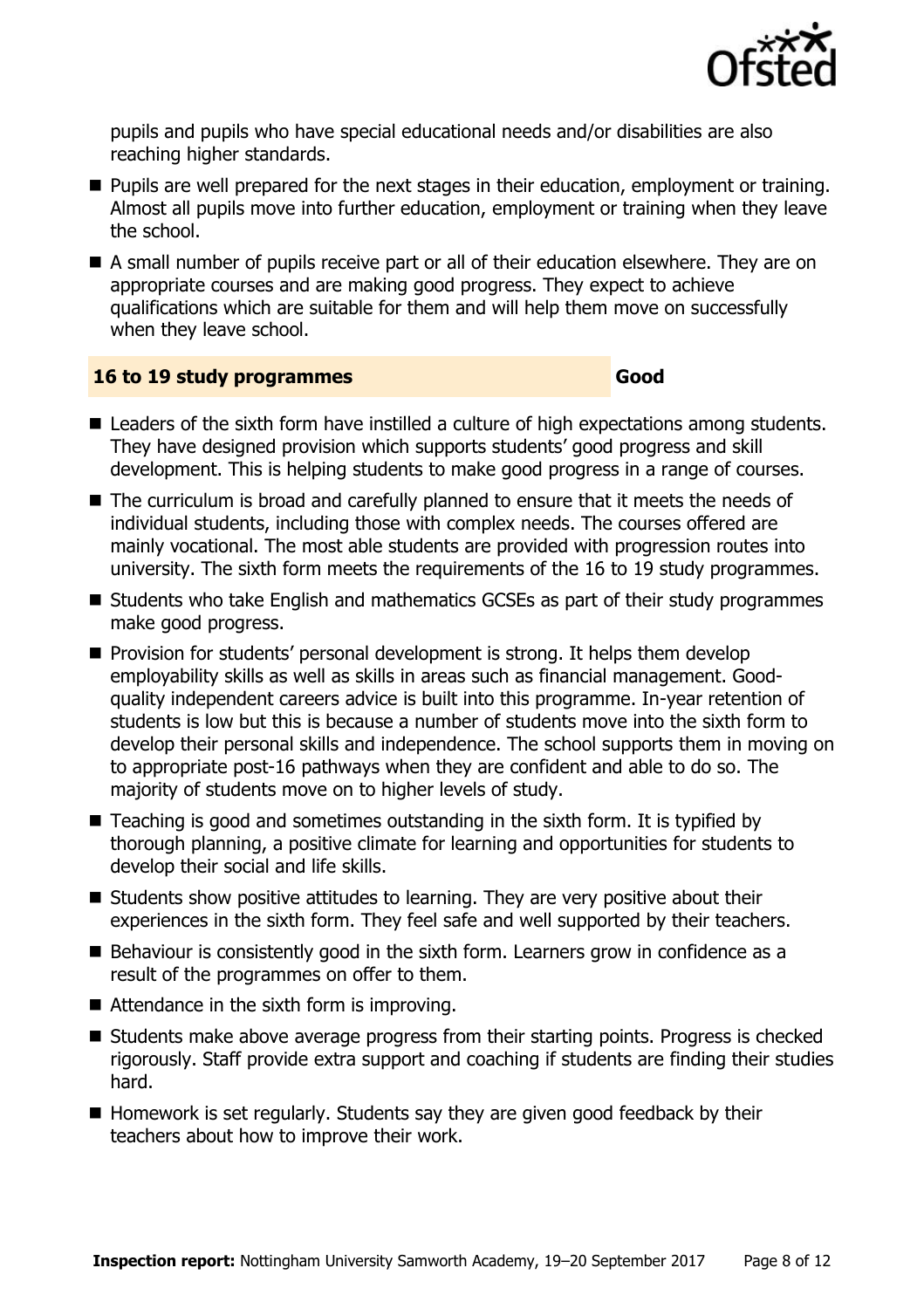pupils and pupils who have special educational needs and/or disabilities are also reaching higher standards.

- Pupils are well prepared for the next stages in their education, employment or training. Almost all pupils move into further education, employment or training when they leave the school.
- A small number of pupils receive part or all of their education elsewhere. They are on appropriate courses and are making good progress. They expect to achieve qualifications which are suitable for them and will help them move on successfully when they leave school.

## 16 to 19 study programmes — Good

- Leaders of the sixth form have instilled a culture of high expectations among students. They have designed provision which supports students' good progress and skill development. This is helping students to make good progress in a range of courses.
- The curriculum is broad and carefully planned to ensure that it meets the needs of individual students, including those with complex needs. The courses offered are mainly vocational. The most able students are provided with progression routes into university. The sixth form meets the requirements of the 16 to 19 study programmes.
- Students who take English and mathematics GCSEs as part of their study programmes make good progress.
- Provision for students' personal development is strong. It helps them develop employability skills as well as skills in areas such as financial management. Good-quality independent careers advice is built into this programme. In-year retention of students is low but this is because a number of students move into the sixth form to develop their personal skills and independence. The school supports them in moving on to appropriate post-16 pathways when they are confident and able to do so. The majority of students move on to higher levels of study.
- Teaching is good and sometimes outstanding in the sixth form. It is typified by thorough planning, a positive climate for learning and opportunities for students to develop their social and life skills.
- Students show positive attitudes to learning. They are very positive about their experiences in the sixth form. They feel safe and well supported by their teachers.
- Behaviour is consistently good in the sixth form. Learners grow in confidence as a result of the programmes on offer to them.
- Attendance in the sixth form is improving.
- Students make above average progress from their starting points. Progress is checked rigorously. Staff provide extra support and coaching if students are finding their studies hard.
- Homework is set regularly. Students say they are given good feedback by their teachers about how to improve their work.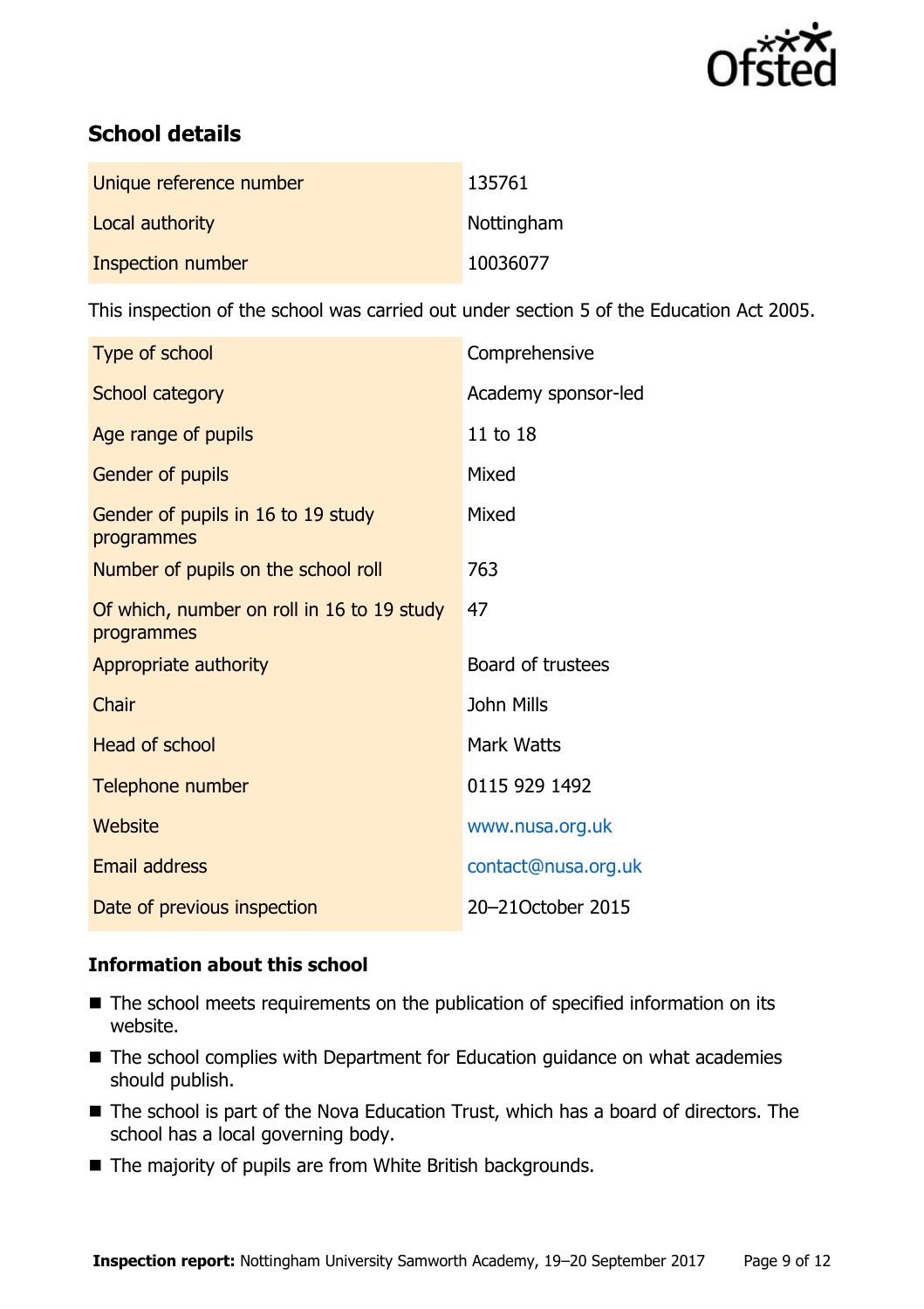## School details

| | |
|---|---|
| Unique reference number | 135761 |
| Local authority | Nottingham |
| Inspection number | 10036077 |

This inspection of the school was carried out under section 5 of the Education Act 2005.

| | |
|---|---|
| Type of school | Comprehensive |
| School category | Academy sponsor-led |
| Age range of pupils | 11 to 18 |
| Gender of pupils | Mixed |
| Gender of pupils in 16 to 19 study programmes | Mixed |
| Number of pupils on the school roll | 763 |
| Of which, number on roll in 16 to 19 study programmes | 47 |
| Appropriate authority | Board of trustees |
| Chair | John Mills |
| Head of school | Mark Watts |
| Telephone number | 0115 929 1492 |
| Website | www.nusa.org.uk |
| Email address | contact@nusa.org.uk |
| Date of previous inspection | 20–21October 2015 |

### Information about this school

- The school meets requirements on the publication of specified information on its website.
- The school complies with Department for Education guidance on what academies should publish.
- The school is part of the Nova Education Trust, which has a board of directors. The school has a local governing body.
- The majority of pupils are from White British backgrounds.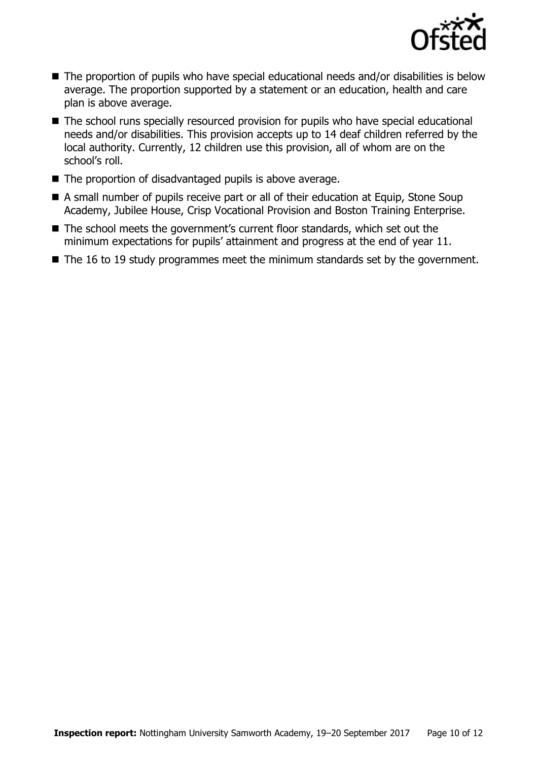- The proportion of pupils who have special educational needs and/or disabilities is below average. The proportion supported by a statement or an education, health and care plan is above average.
- The school runs specially resourced provision for pupils who have special educational needs and/or disabilities. This provision accepts up to 14 deaf children referred by the local authority. Currently, 12 children use this provision, all of whom are on the school's roll.
- The proportion of disadvantaged pupils is above average.
- A small number of pupils receive part or all of their education at Equip, Stone Soup Academy, Jubilee House, Crisp Vocational Provision and Boston Training Enterprise.
- The school meets the government's current floor standards, which set out the minimum expectations for pupils' attainment and progress at the end of year 11.
- The 16 to 19 study programmes meet the minimum standards set by the government.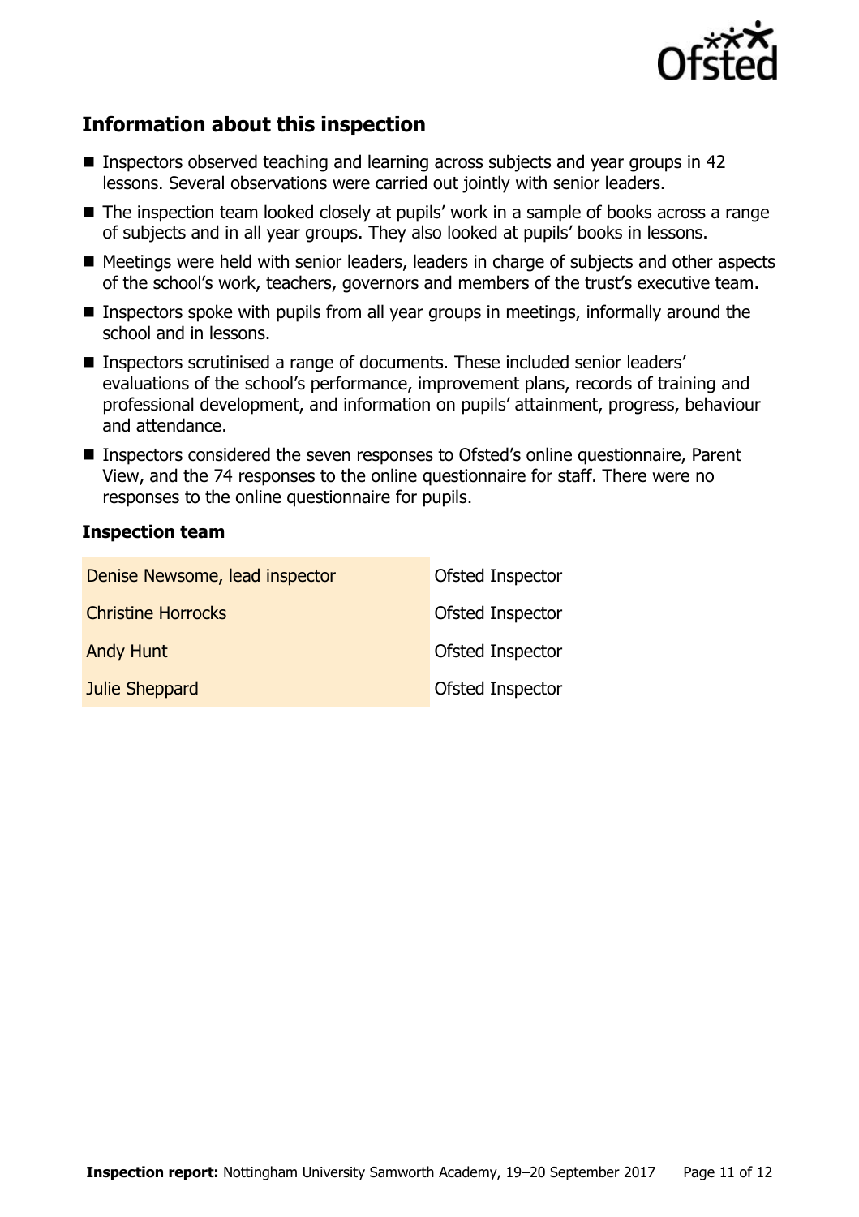## Information about this inspection

- Inspectors observed teaching and learning across subjects and year groups in 42 lessons. Several observations were carried out jointly with senior leaders.
- The inspection team looked closely at pupils' work in a sample of books across a range of subjects and in all year groups. They also looked at pupils' books in lessons.
- Meetings were held with senior leaders, leaders in charge of subjects and other aspects of the school's work, teachers, governors and members of the trust's executive team.
- Inspectors spoke with pupils from all year groups in meetings, informally around the school and in lessons.
- Inspectors scrutinised a range of documents. These included senior leaders' evaluations of the school's performance, improvement plans, records of training and professional development, and information on pupils' attainment, progress, behaviour and attendance.
- Inspectors considered the seven responses to Ofsted's online questionnaire, Parent View, and the 74 responses to the online questionnaire for staff. There were no responses to the online questionnaire for pupils.

### Inspection team

| | |
|---|---|
| Denise Newsome, lead inspector | Ofsted Inspector |
| Christine Horrocks | Ofsted Inspector |
| Andy Hunt | Ofsted Inspector |
| Julie Sheppard | Ofsted Inspector |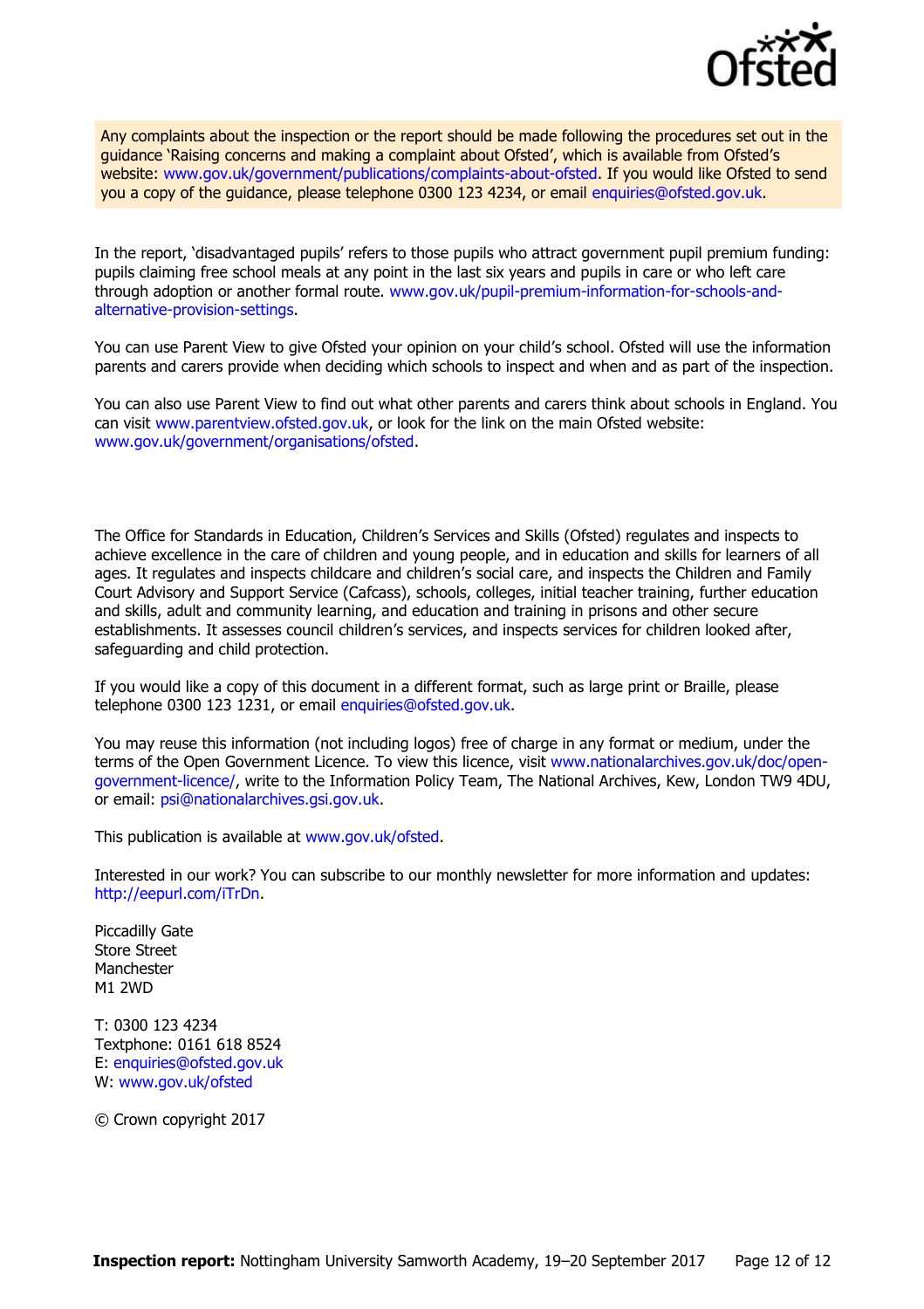Any complaints about the inspection or the report should be made following the procedures set out in the guidance 'Raising concerns and making a complaint about Ofsted', which is available from Ofsted's website: www.gov.uk/government/publications/complaints-about-ofsted. If you would like Ofsted to send you a copy of the guidance, please telephone 0300 123 4234, or email enquiries@ofsted.gov.uk.

In the report, 'disadvantaged pupils' refers to those pupils who attract government pupil premium funding: pupils claiming free school meals at any point in the last six years and pupils in care or who left care through adoption or another formal route. www.gov.uk/pupil-premium-information-for-schools-and-alternative-provision-settings.

You can use Parent View to give Ofsted your opinion on your child's school. Ofsted will use the information parents and carers provide when deciding which schools to inspect and when and as part of the inspection.

You can also use Parent View to find out what other parents and carers think about schools in England. You can visit www.parentview.ofsted.gov.uk, or look for the link on the main Ofsted website: www.gov.uk/government/organisations/ofsted.

The Office for Standards in Education, Children's Services and Skills (Ofsted) regulates and inspects to achieve excellence in the care of children and young people, and in education and skills for learners of all ages. It regulates and inspects childcare and children's social care, and inspects the Children and Family Court Advisory and Support Service (Cafcass), schools, colleges, initial teacher training, further education and skills, adult and community learning, and education and training in prisons and other secure establishments. It assesses council children's services, and inspects services for children looked after, safeguarding and child protection.

If you would like a copy of this document in a different format, such as large print or Braille, please telephone 0300 123 1231, or email enquiries@ofsted.gov.uk.

You may reuse this information (not including logos) free of charge in any format or medium, under the terms of the Open Government Licence. To view this licence, visit www.nationalarchives.gov.uk/doc/open-government-licence/, write to the Information Policy Team, The National Archives, Kew, London TW9 4DU, or email: psi@nationalarchives.gsi.gov.uk.

This publication is available at www.gov.uk/ofsted.

Interested in our work? You can subscribe to our monthly newsletter for more information and updates: http://eepurl.com/iTrDn.

Piccadilly Gate
Store Street
Manchester
M1 2WD

T: 0300 123 4234
Textphone: 0161 618 8524
E: enquiries@ofsted.gov.uk
W: www.gov.uk/ofsted

© Crown copyright 2017